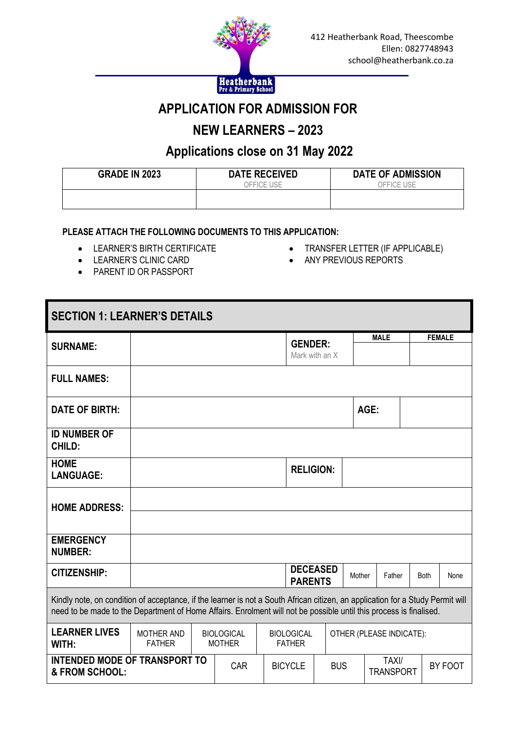412 Heatherbank Road, Theescombe
Ellen: 0827748943
school@heatherbank.co.za

Heatherbank
Pre & Primary School

# APPLICATION FOR ADMISSION FOR

# NEW LEARNERS – 2023

## Applications close on 31 May 2022

| GRADE IN 2023 | DATE RECEIVED<br>OFFICE USE | DATE OF ADMISSION<br>OFFICE USE |
|---|---|---|
| | | |

**PLEASE ATTACH THE FOLLOWING DOCUMENTS TO THIS APPLICATION:**

- LEARNER'S BIRTH CERTIFICATE
- LEARNER'S CLINIC CARD
- PARENT ID OR PASSPORT
- TRANSFER LETTER (IF APPLICABLE)
- ANY PREVIOUS REPORTS

## SECTION 1: LEARNER'S DETAILS

| | | | | | | | |
|---|---|---|---|---|---|---|---|
| **SURNAME:** | | **GENDER:**<br>Mark with an X | | **MALE** | | **FEMALE** | |
| **FULL NAMES:** | | | | | | | |
| **DATE OF BIRTH:** | | | | **AGE:** | | | |
| **ID NUMBER OF CHILD:** | | | | | | | |
| **HOME LANGUAGE:** | | **RELIGION:** | | | | | |
| **HOME ADDRESS:** | | | | | | | |
| | | | | | | | |
| **EMERGENCY NUMBER:** | | | | | | | |
| **CITIZENSHIP:** | | **DECEASED PARENTS** | Mother | Father | Both | None | |

Kindly note, on condition of acceptance, if the learner is not a South African citizen, an application for a Study Permit will need to be made to the Department of Home Affairs. Enrolment will not be possible until this process is finalised.

| **LEARNER LIVES WITH:** | MOTHER AND FATHER | BIOLOGICAL MOTHER | BIOLOGICAL FATHER | OTHER (PLEASE INDICATE): |
|---|---|---|---|---|

| **INTENDED MODE OF TRANSPORT TO & FROM SCHOOL:** | CAR | BICYCLE | BUS | TAXI/ TRANSPORT | BY FOOT |
|---|---|---|---|---|---|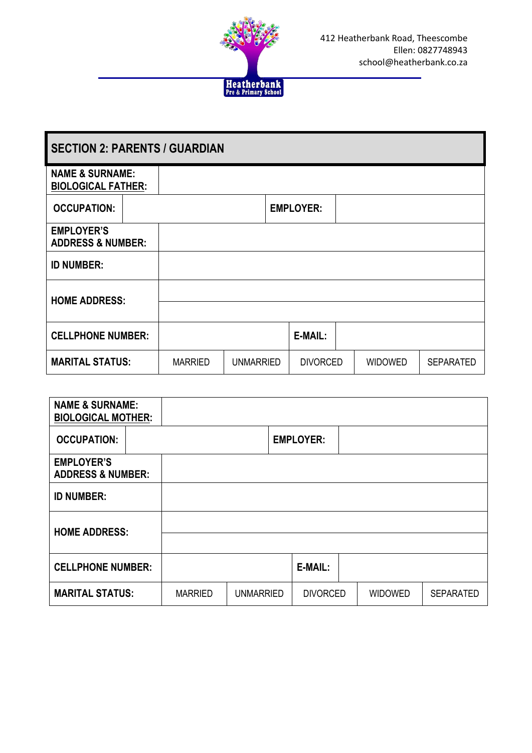412 Heatherbank Road, Theescombe
Ellen: 0827748943
school@heatherbank.co.za

Heatherbank Pre & Primary School

## SECTION 2: PARENTS / GUARDIAN

| | | | | | |
|---|---|---|---|---|---|
| **NAME & SURNAME: BIOLOGICAL FATHER:** | | | | | |
| **OCCUPATION:** | | | **EMPLOYER:** | | |
| **EMPLOYER'S ADDRESS & NUMBER:** | | | | | |
| **ID NUMBER:** | | | | | |
| **HOME ADDRESS:** | | | | | |
| **CELLPHONE NUMBER:** | | | **E-MAIL:** | | |
| **MARITAL STATUS:** | MARRIED | UNMARRIED | DIVORCED | WIDOWED | SEPARATED |

| | | | | | |
|---|---|---|---|---|---|
| **NAME & SURNAME: BIOLOGICAL MOTHER:** | | | | | |
| **OCCUPATION:** | | | **EMPLOYER:** | | |
| **EMPLOYER'S ADDRESS & NUMBER:** | | | | | |
| **ID NUMBER:** | | | | | |
| **HOME ADDRESS:** | | | | | |
| **CELLPHONE NUMBER:** | | | **E-MAIL:** | | |
| **MARITAL STATUS:** | MARRIED | UNMARRIED | DIVORCED | WIDOWED | SEPARATED |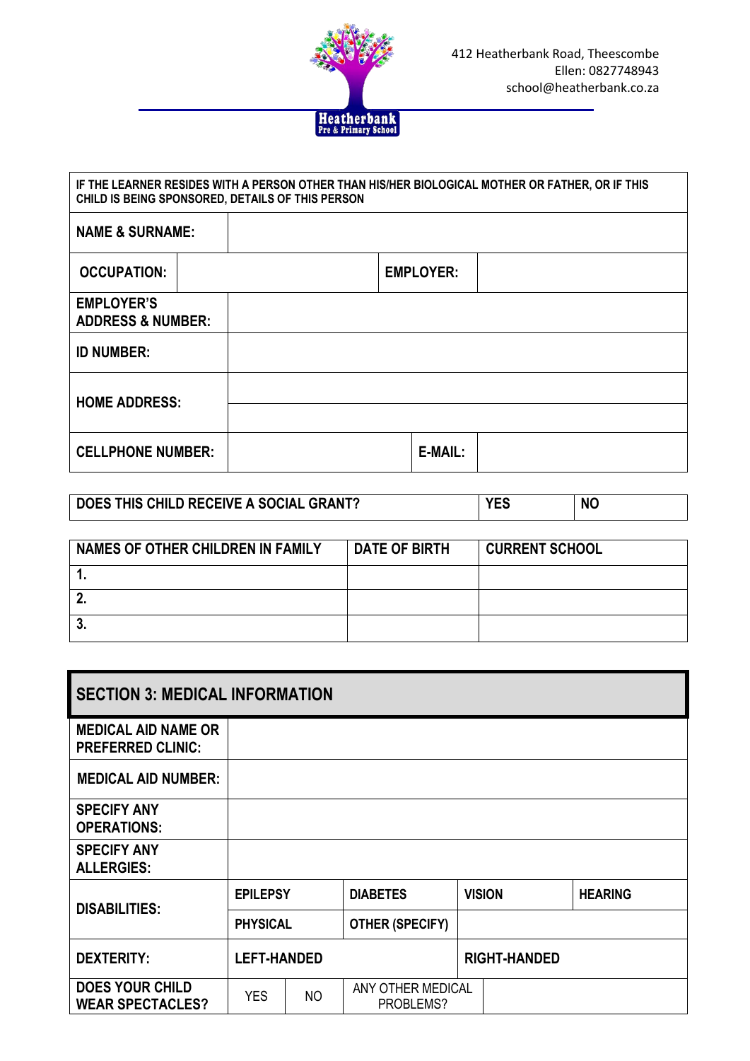412 Heatherbank Road, Theescombe
Ellen: 0827748943
school@heatherbank.co.za

| IF THE LEARNER RESIDES WITH A PERSON OTHER THAN HIS/HER BIOLOGICAL MOTHER OR FATHER, OR IF THIS CHILD IS BEING SPONSORED, DETAILS OF THIS PERSON | | | |
|---|---|---|---|
| NAME & SURNAME: | | | |
| OCCUPATION: | | EMPLOYER: | |
| EMPLOYER'S ADDRESS & NUMBER: | | | |
| ID NUMBER: | | | |
| HOME ADDRESS: | | | |
| | | | |
| CELLPHONE NUMBER: | | E-MAIL: | |

| DOES THIS CHILD RECEIVE A SOCIAL GRANT? | YES | NO |
|---|---|---|

| NAMES OF OTHER CHILDREN IN FAMILY | DATE OF BIRTH | CURRENT SCHOOL |
|---|---|---|
| 1. | | |
| 2. | | |
| 3. | | |

## SECTION 3: MEDICAL INFORMATION

| | | | | |
|---|---|---|---|---|
| MEDICAL AID NAME OR PREFERRED CLINIC: | | | | |
| MEDICAL AID NUMBER: | | | | |
| SPECIFY ANY OPERATIONS: | | | | |
| SPECIFY ANY ALLERGIES: | | | | |
| DISABILITIES: | EPILEPSY | DIABETES | VISION | HEARING |
| | PHYSICAL | OTHER (SPECIFY) | | |
| DEXTERITY: | LEFT-HANDED | | RIGHT-HANDED | |
| DOES YOUR CHILD WEAR SPECTACLES? | YES | NO | ANY OTHER MEDICAL PROBLEMS? | |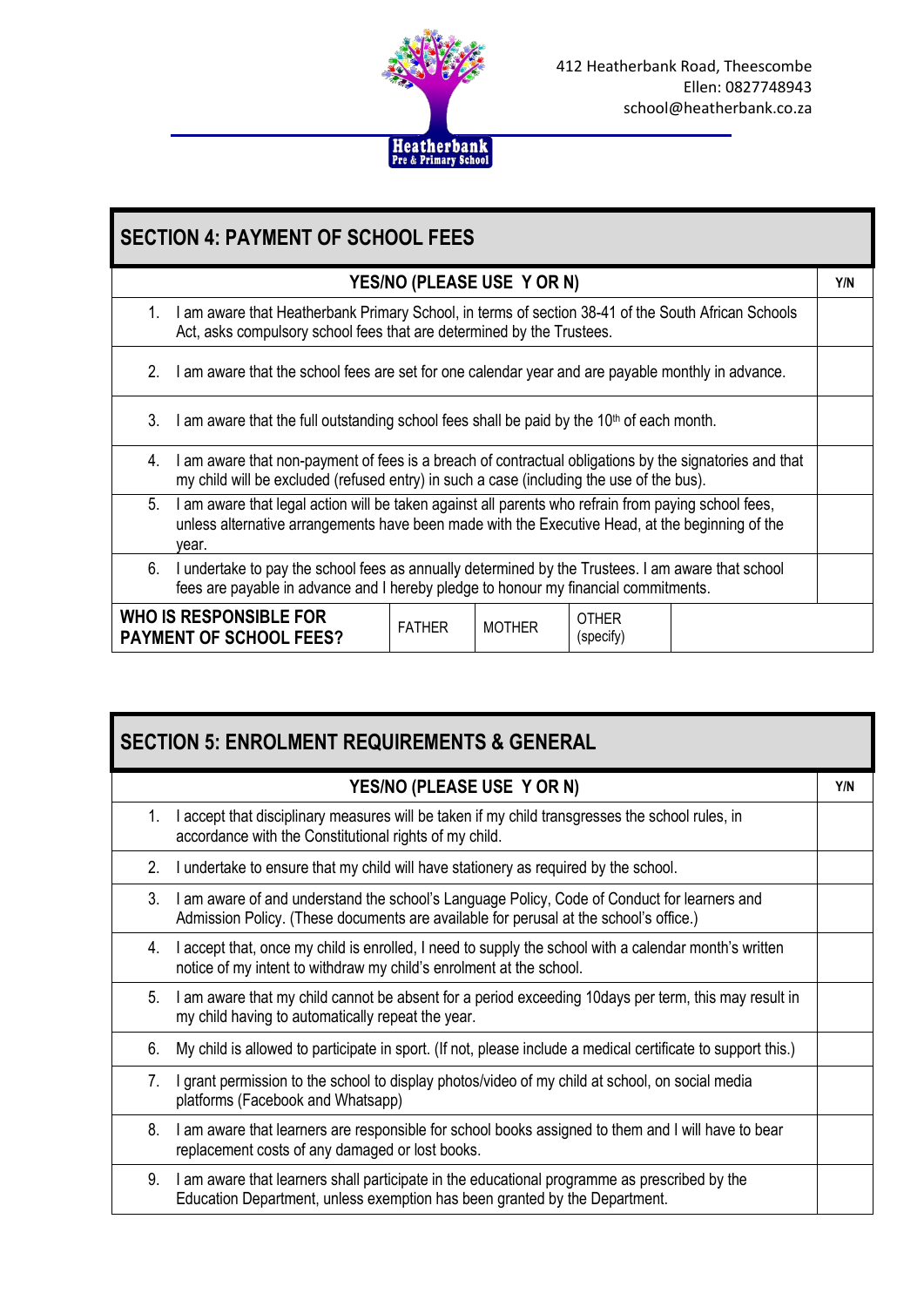412 Heatherbank Road, Theescombe
Ellen: 0827748943
school@heatherbank.co.za

Heatherbank
Pre & Primary School

## SECTION 4: PAYMENT OF SCHOOL FEES

| YES/NO (PLEASE USE Y OR N) | Y/N |
|---|---|
| 1. I am aware that Heatherbank Primary School, in terms of section 38-41 of the South African Schools Act, asks compulsory school fees that are determined by the Trustees. | |
| 2. I am aware that the school fees are set for one calendar year and are payable monthly in advance. | |
| 3. I am aware that the full outstanding school fees shall be paid by the 10th of each month. | |
| 4. I am aware that non-payment of fees is a breach of contractual obligations by the signatories and that my child will be excluded (refused entry) in such a case (including the use of the bus). | |
| 5. I am aware that legal action will be taken against all parents who refrain from paying school fees, unless alternative arrangements have been made with the Executive Head, at the beginning of the year. | |
| 6. I undertake to pay the school fees as annually determined by the Trustees. I am aware that school fees are payable in advance and I hereby pledge to honour my financial commitments. | |

| **WHO IS RESPONSIBLE FOR PAYMENT OF SCHOOL FEES?** | FATHER | MOTHER | OTHER (specify) | |
|---|---|---|---|---|

## SECTION 5: ENROLMENT REQUIREMENTS & GENERAL

| YES/NO (PLEASE USE Y OR N) | Y/N |
|---|---|
| 1. I accept that disciplinary measures will be taken if my child transgresses the school rules, in accordance with the Constitutional rights of my child. | |
| 2. I undertake to ensure that my child will have stationery as required by the school. | |
| 3. I am aware of and understand the school's Language Policy, Code of Conduct for learners and Admission Policy. (These documents are available for perusal at the school's office.) | |
| 4. I accept that, once my child is enrolled, I need to supply the school with a calendar month's written notice of my intent to withdraw my child's enrolment at the school. | |
| 5. I am aware that my child cannot be absent for a period exceeding 10days per term, this may result in my child having to automatically repeat the year. | |
| 6. My child is allowed to participate in sport. (If not, please include a medical certificate to support this.) | |
| 7. I grant permission to the school to display photos/video of my child at school, on social media platforms (Facebook and Whatsapp) | |
| 8. I am aware that learners are responsible for school books assigned to them and I will have to bear replacement costs of any damaged or lost books. | |
| 9. I am aware that learners shall participate in the educational programme as prescribed by the Education Department, unless exemption has been granted by the Department. | |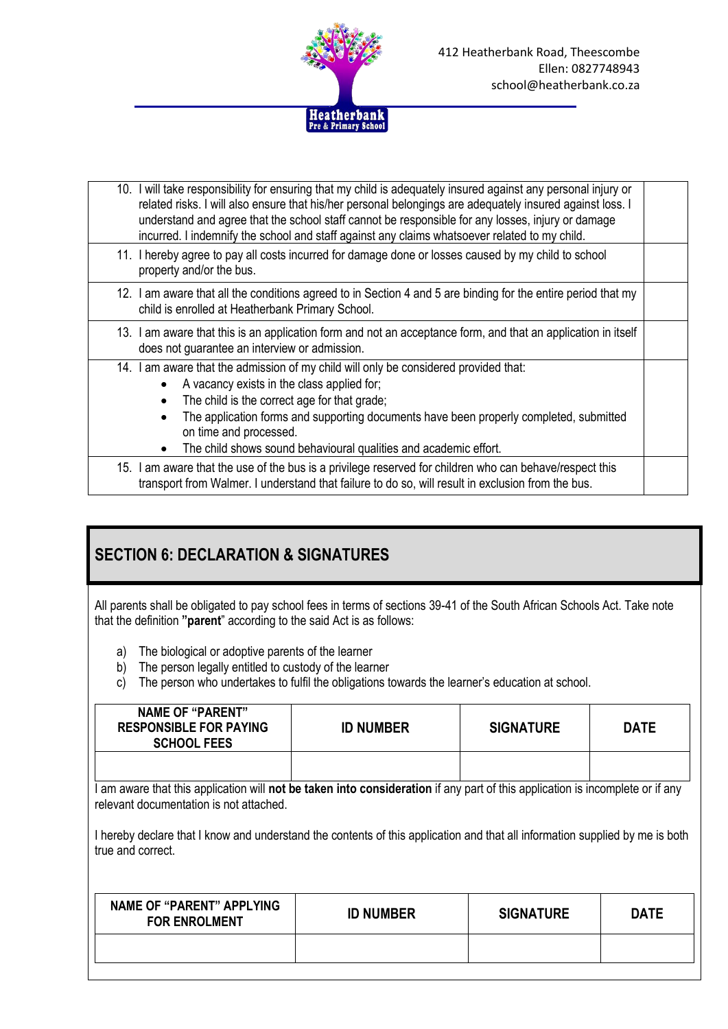412 Heatherbank Road, Theescombe
Ellen: 0827748943
school@heatherbank.co.za

| | |
|---|---|
| 10. I will take responsibility for ensuring that my child is adequately insured against any personal injury or related risks. I will also ensure that his/her personal belongings are adequately insured against loss. I understand and agree that the school staff cannot be responsible for any losses, injury or damage incurred. I indemnify the school and staff against any claims whatsoever related to my child. | |
| 11. I hereby agree to pay all costs incurred for damage done or losses caused by my child to school property and/or the bus. | |
| 12. I am aware that all the conditions agreed to in Section 4 and 5 are binding for the entire period that my child is enrolled at Heatherbank Primary School. | |
| 13. I am aware that this is an application form and not an acceptance form, and that an application in itself does not guarantee an interview or admission. | |
| 14. I am aware that the admission of my child will only be considered provided that: <br>• A vacancy exists in the class applied for; <br>• The child is the correct age for that grade; <br>• The application forms and supporting documents have been properly completed, submitted on time and processed. <br>• The child shows sound behavioural qualities and academic effort. | |
| 15. I am aware that the use of the bus is a privilege reserved for children who can behave/respect this transport from Walmer. I understand that failure to do so, will result in exclusion from the bus. | |

## SECTION 6: DECLARATION & SIGNATURES

All parents shall be obligated to pay school fees in terms of sections 39-41 of the South African Schools Act. Take note that the definition **"parent"** according to the said Act is as follows:

a) The biological or adoptive parents of the learner
b) The person legally entitled to custody of the learner
c) The person who undertakes to fulfil the obligations towards the learner's education at school.

| NAME OF "PARENT" RESPONSIBLE FOR PAYING SCHOOL FEES | ID NUMBER | SIGNATURE | DATE |
|---|---|---|---|
| | | | |

I am aware that this application will **not be taken into consideration** if any part of this application is incomplete or if any relevant documentation is not attached.

I hereby declare that I know and understand the contents of this application and that all information supplied by me is both true and correct.

| NAME OF "PARENT" APPLYING FOR ENROLMENT | ID NUMBER | SIGNATURE | DATE |
|---|---|---|---|
| | | | |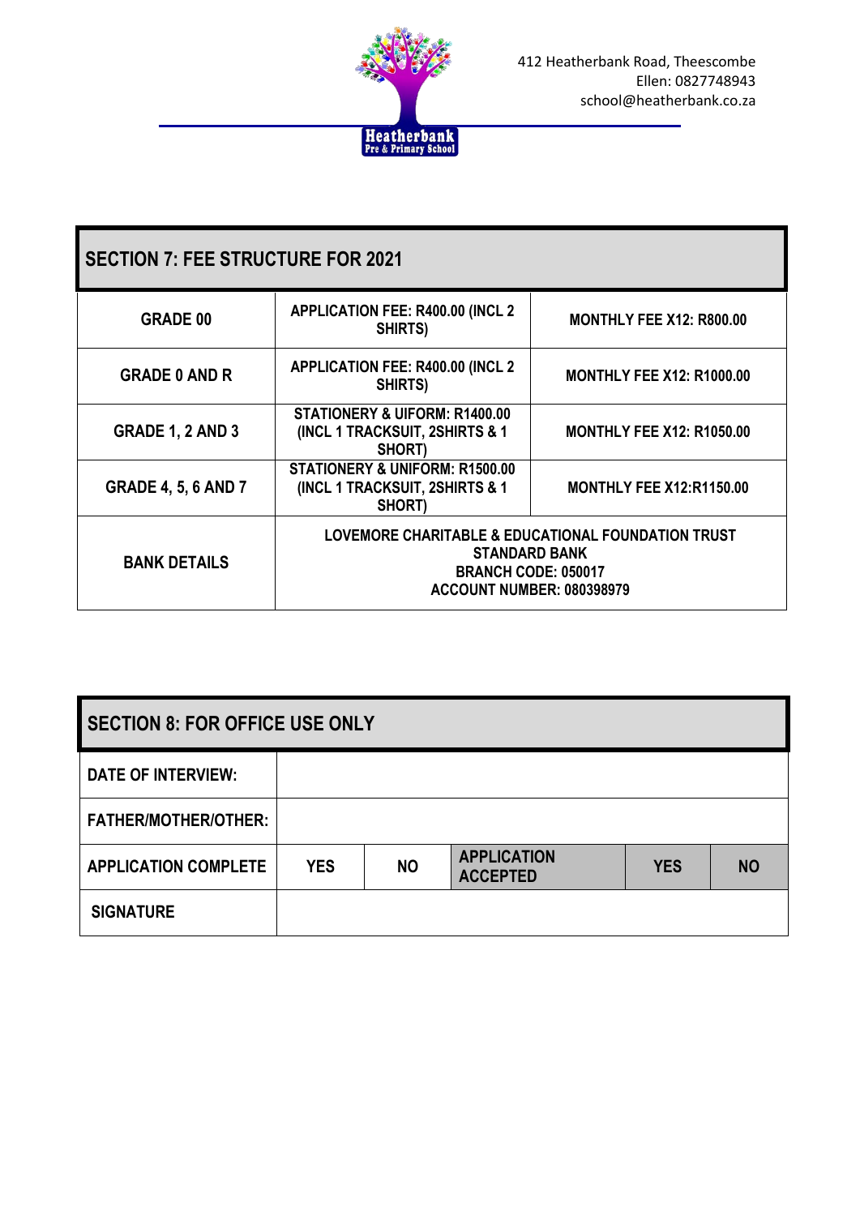412 Heatherbank Road, Theescombe
Ellen: 0827748943
school@heatherbank.co.za

| SECTION 7: FEE STRUCTURE FOR 2021 | | |
|---|---|---|
| GRADE 00 | APPLICATION FEE: R400.00 (INCL 2 SHIRTS) | MONTHLY FEE X12: R800.00 |
| GRADE 0 AND R | APPLICATION FEE: R400.00 (INCL 2 SHIRTS) | MONTHLY FEE X12: R1000.00 |
| GRADE 1, 2 AND 3 | STATIONERY & UIFORM: R1400.00 (INCL 1 TRACKSUIT, 2SHIRTS & 1 SHORT) | MONTHLY FEE X12: R1050.00 |
| GRADE 4, 5, 6 AND 7 | STATIONERY & UNIFORM: R1500.00 (INCL 1 TRACKSUIT, 2SHIRTS & 1 SHORT) | MONTHLY FEE X12:R1150.00 |
| BANK DETAILS | LOVEMORE CHARITABLE & EDUCATIONAL FOUNDATION TRUST<br>STANDARD BANK<br>BRANCH CODE: 050017<br>ACCOUNT NUMBER: 080398979 | |

| SECTION 8: FOR OFFICE USE ONLY | | | | | |
|---|---|---|---|---|---|
| DATE OF INTERVIEW: | | | | | |
| FATHER/MOTHER/OTHER: | | | | | |
| APPLICATION COMPLETE | YES | NO | APPLICATION ACCEPTED | YES | NO |
| SIGNATURE | | | | | |